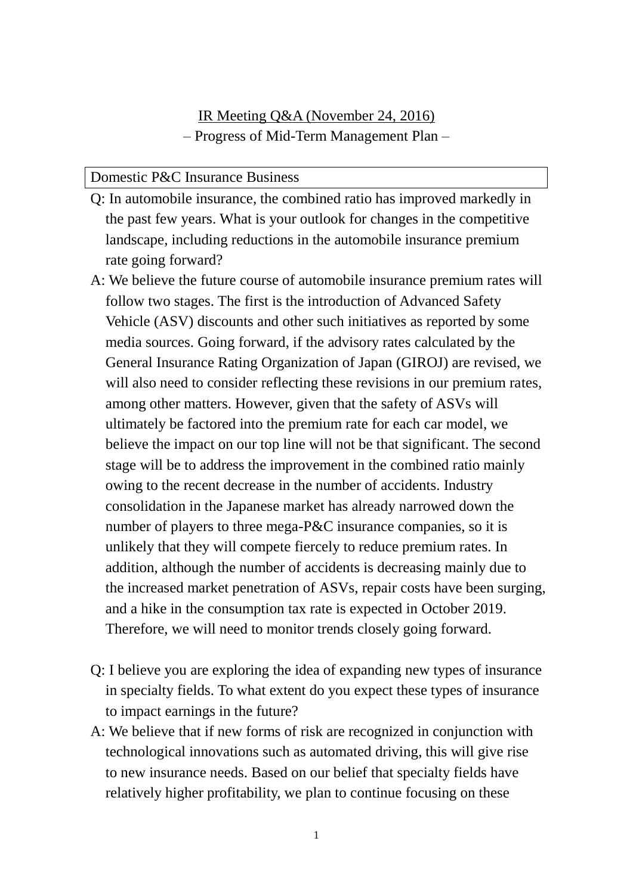# IR Meeting Q&A (November 24, 2016)

## – Progress of Mid-Term Management Plan –

### Domestic P&C Insurance Business

Q: In automobile insurance, the combined ratio has improved markedly in the past few years. What is your outlook for changes in the competitive landscape, including reductions in the automobile insurance premium rate going forward?

A: We believe the future course of automobile insurance premium rates will follow two stages. The first is the introduction of Advanced Safety Vehicle (ASV) discounts and other such initiatives as reported by some media sources. Going forward, if the advisory rates calculated by the General Insurance Rating Organization of Japan (GIROJ) are revised, we will also need to consider reflecting these revisions in our premium rates, among other matters. However, given that the safety of ASVs will ultimately be factored into the premium rate for each car model, we believe the impact on our top line will not be that significant. The second stage will be to address the improvement in the combined ratio mainly owing to the recent decrease in the number of accidents. Industry consolidation in the Japanese market has already narrowed down the number of players to three mega-P&C insurance companies, so it is unlikely that they will compete fiercely to reduce premium rates. In addition, although the number of accidents is decreasing mainly due to the increased market penetration of ASVs, repair costs have been surging, and a hike in the consumption tax rate is expected in October 2019. Therefore, we will need to monitor trends closely going forward.

Q: I believe you are exploring the idea of expanding new types of insurance in specialty fields. To what extent do you expect these types of insurance to impact earnings in the future?

A: We believe that if new forms of risk are recognized in conjunction with technological innovations such as automated driving, this will give rise to new insurance needs. Based on our belief that specialty fields have relatively higher profitability, we plan to continue focusing on these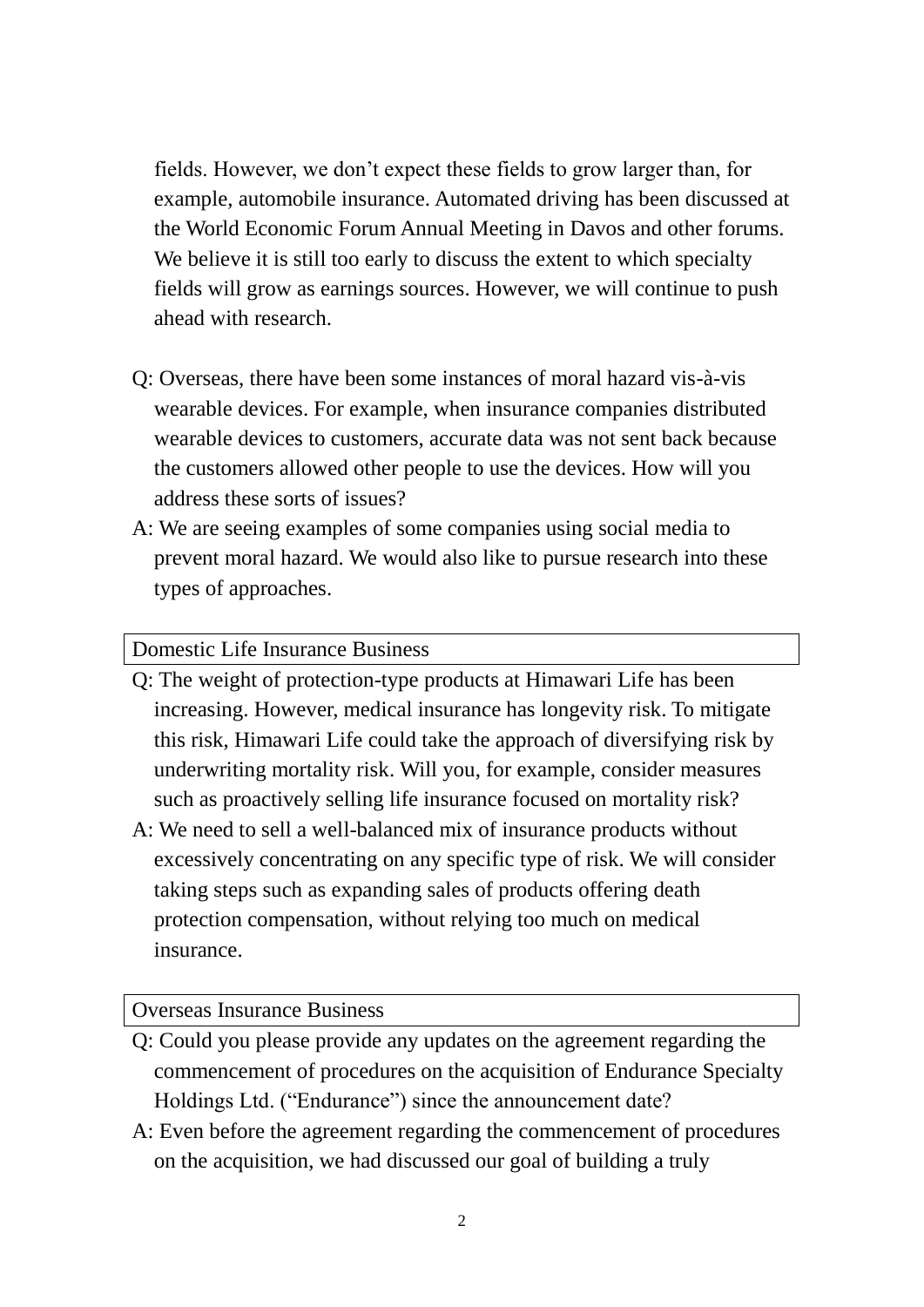fields. However, we don't expect these fields to grow larger than, for example, automobile insurance. Automated driving has been discussed at the World Economic Forum Annual Meeting in Davos and other forums. We believe it is still too early to discuss the extent to which specialty fields will grow as earnings sources. However, we will continue to push ahead with research.

Q: Overseas, there have been some instances of moral hazard vis-à-vis wearable devices. For example, when insurance companies distributed wearable devices to customers, accurate data was not sent back because the customers allowed other people to use the devices. How will you address these sorts of issues?

A: We are seeing examples of some companies using social media to prevent moral hazard. We would also like to pursue research into these types of approaches.

## Domestic Life Insurance Business

Q: The weight of protection-type products at Himawari Life has been increasing. However, medical insurance has longevity risk. To mitigate this risk, Himawari Life could take the approach of diversifying risk by underwriting mortality risk. Will you, for example, consider measures such as proactively selling life insurance focused on mortality risk?

A: We need to sell a well-balanced mix of insurance products without excessively concentrating on any specific type of risk. We will consider taking steps such as expanding sales of products offering death protection compensation, without relying too much on medical insurance.

## Overseas Insurance Business

Q: Could you please provide any updates on the agreement regarding the commencement of procedures on the acquisition of Endurance Specialty Holdings Ltd. ("Endurance") since the announcement date?

A: Even before the agreement regarding the commencement of procedures on the acquisition, we had discussed our goal of building a truly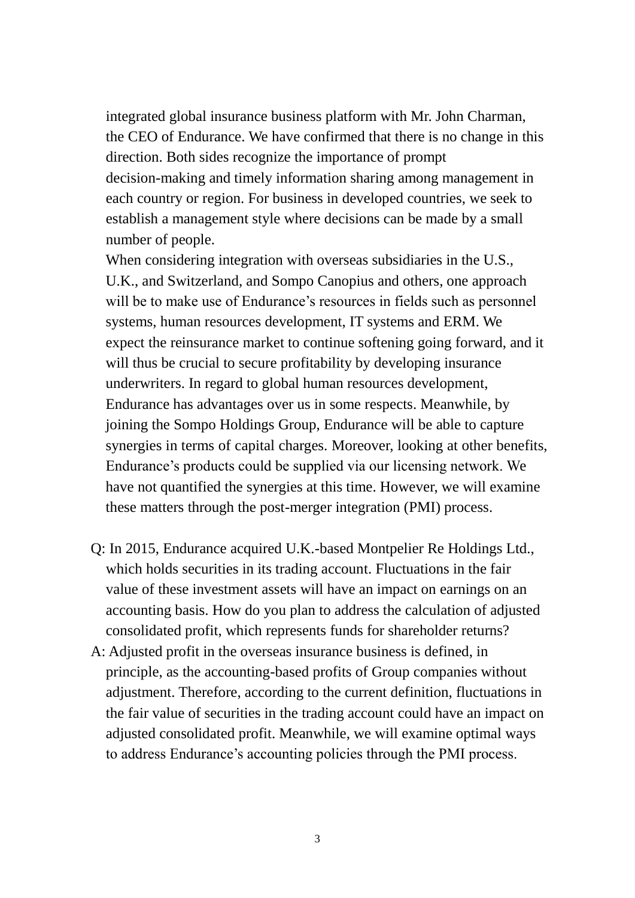integrated global insurance business platform with Mr. John Charman, the CEO of Endurance. We have confirmed that there is no change in this direction. Both sides recognize the importance of prompt decision-making and timely information sharing among management in each country or region. For business in developed countries, we seek to establish a management style where decisions can be made by a small number of people.

When considering integration with overseas subsidiaries in the U.S., U.K., and Switzerland, and Sompo Canopius and others, one approach will be to make use of Endurance's resources in fields such as personnel systems, human resources development, IT systems and ERM. We expect the reinsurance market to continue softening going forward, and it will thus be crucial to secure profitability by developing insurance underwriters. In regard to global human resources development, Endurance has advantages over us in some respects. Meanwhile, by joining the Sompo Holdings Group, Endurance will be able to capture synergies in terms of capital charges. Moreover, looking at other benefits, Endurance's products could be supplied via our licensing network. We have not quantified the synergies at this time. However, we will examine these matters through the post-merger integration (PMI) process.

Q: In 2015, Endurance acquired U.K.-based Montpelier Re Holdings Ltd., which holds securities in its trading account. Fluctuations in the fair value of these investment assets will have an impact on earnings on an accounting basis. How do you plan to address the calculation of adjusted consolidated profit, which represents funds for shareholder returns?

A: Adjusted profit in the overseas insurance business is defined, in principle, as the accounting-based profits of Group companies without adjustment. Therefore, according to the current definition, fluctuations in the fair value of securities in the trading account could have an impact on adjusted consolidated profit. Meanwhile, we will examine optimal ways to address Endurance's accounting policies through the PMI process.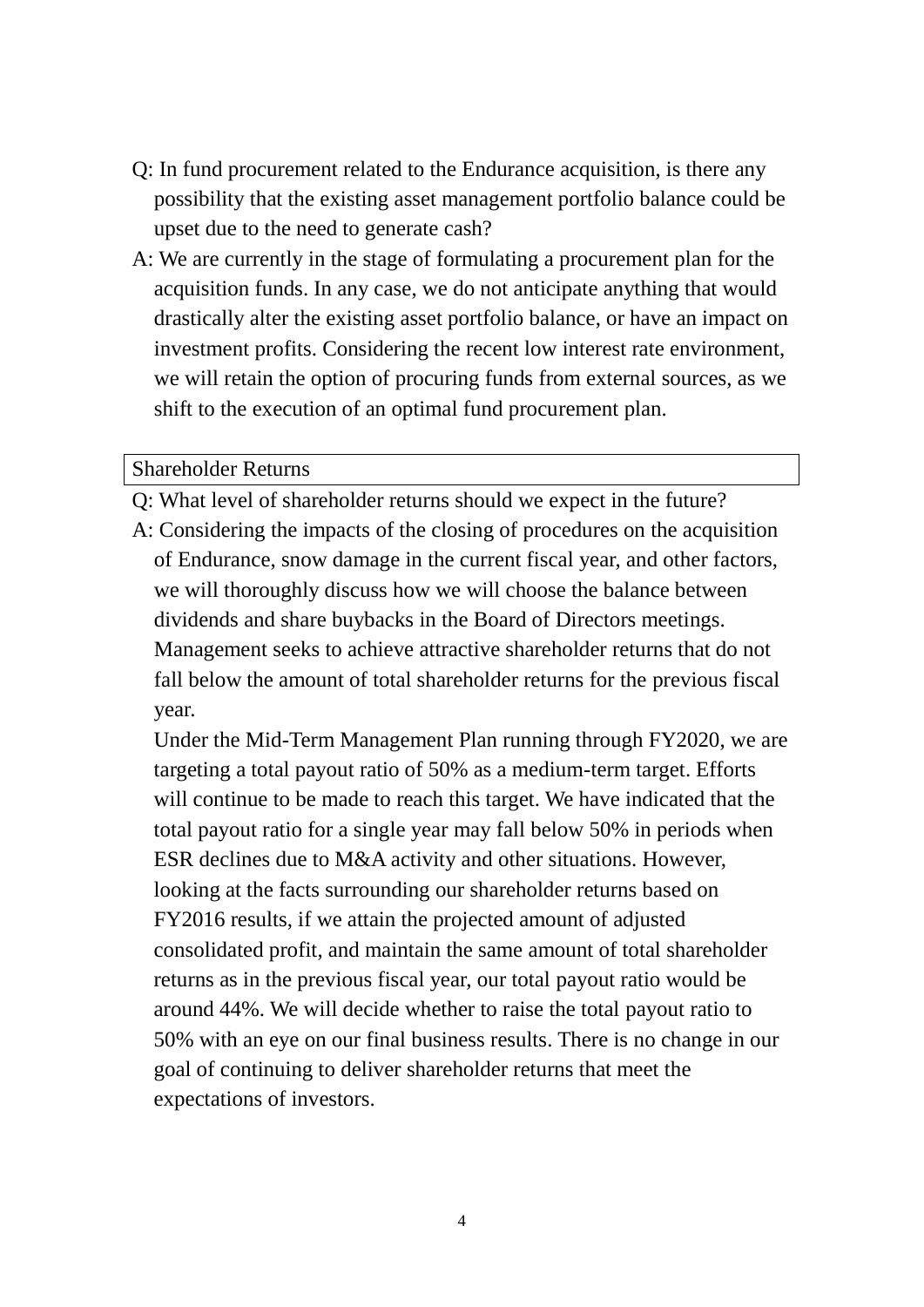Q: In fund procurement related to the Endurance acquisition, is there any possibility that the existing asset management portfolio balance could be upset due to the need to generate cash?

A: We are currently in the stage of formulating a procurement plan for the acquisition funds. In any case, we do not anticipate anything that would drastically alter the existing asset portfolio balance, or have an impact on investment profits. Considering the recent low interest rate environment, we will retain the option of procuring funds from external sources, as we shift to the execution of an optimal fund procurement plan.

### Shareholder Returns

Q: What level of shareholder returns should we expect in the future?

A: Considering the impacts of the closing of procedures on the acquisition of Endurance, snow damage in the current fiscal year, and other factors, we will thoroughly discuss how we will choose the balance between dividends and share buybacks in the Board of Directors meetings. Management seeks to achieve attractive shareholder returns that do not fall below the amount of total shareholder returns for the previous fiscal year.

Under the Mid-Term Management Plan running through FY2020, we are targeting a total payout ratio of 50% as a medium-term target. Efforts will continue to be made to reach this target. We have indicated that the total payout ratio for a single year may fall below 50% in periods when ESR declines due to M&A activity and other situations. However, looking at the facts surrounding our shareholder returns based on FY2016 results, if we attain the projected amount of adjusted consolidated profit, and maintain the same amount of total shareholder returns as in the previous fiscal year, our total payout ratio would be around 44%. We will decide whether to raise the total payout ratio to 50% with an eye on our final business results. There is no change in our goal of continuing to deliver shareholder returns that meet the expectations of investors.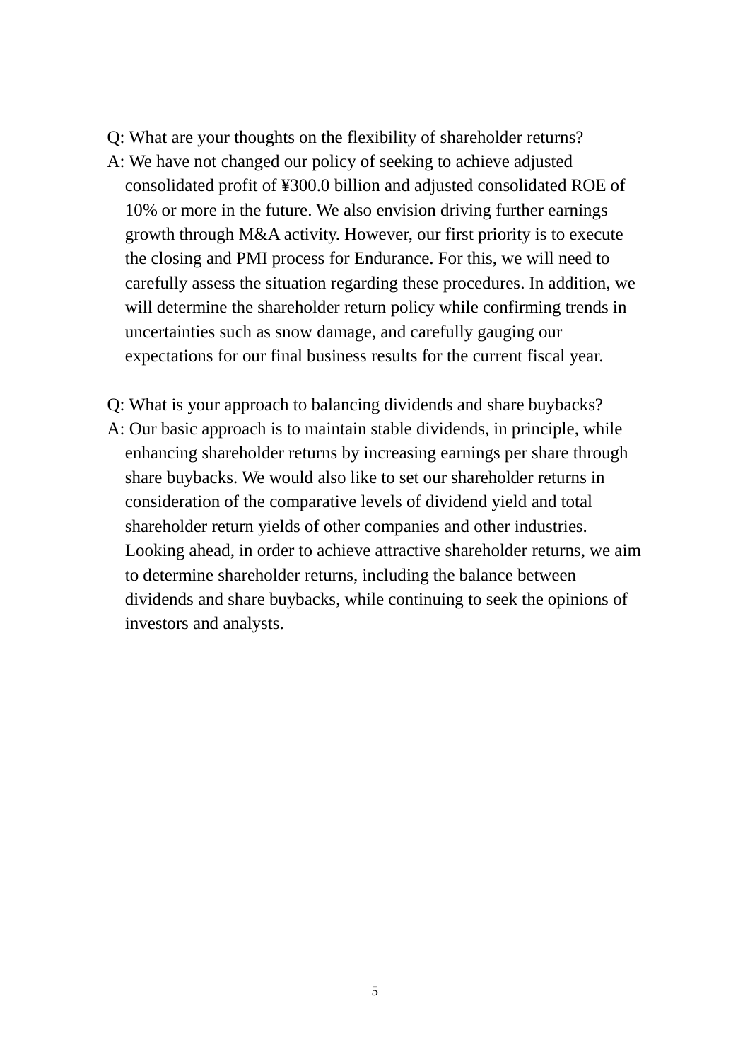Q: What are your thoughts on the flexibility of shareholder returns?

A: We have not changed our policy of seeking to achieve adjusted consolidated profit of ¥300.0 billion and adjusted consolidated ROE of 10% or more in the future. We also envision driving further earnings growth through M&A activity. However, our first priority is to execute the closing and PMI process for Endurance. For this, we will need to carefully assess the situation regarding these procedures. In addition, we will determine the shareholder return policy while confirming trends in uncertainties such as snow damage, and carefully gauging our expectations for our final business results for the current fiscal year.

Q: What is your approach to balancing dividends and share buybacks?

A: Our basic approach is to maintain stable dividends, in principle, while enhancing shareholder returns by increasing earnings per share through share buybacks. We would also like to set our shareholder returns in consideration of the comparative levels of dividend yield and total shareholder return yields of other companies and other industries. Looking ahead, in order to achieve attractive shareholder returns, we aim to determine shareholder returns, including the balance between dividends and share buybacks, while continuing to seek the opinions of investors and analysts.